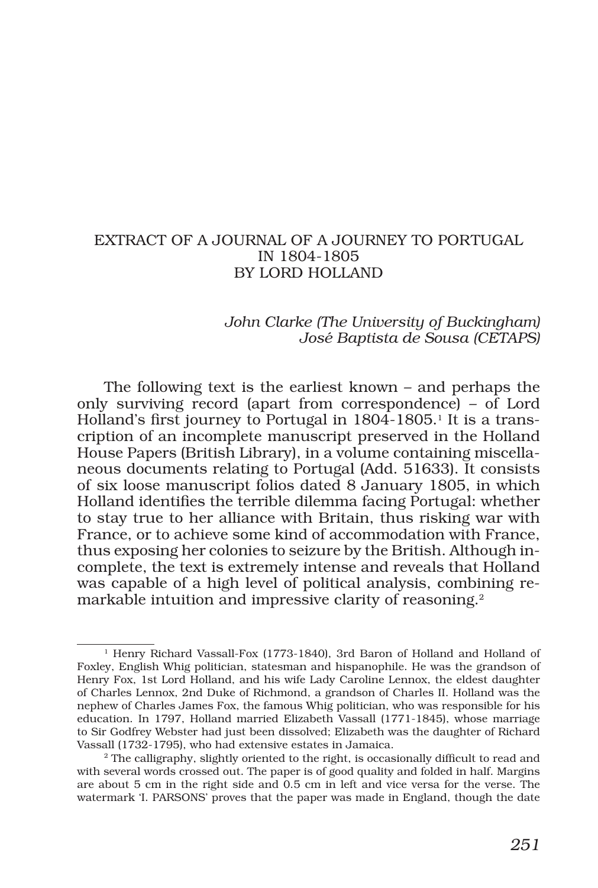# EXTRACT OF A JOURNAL OF A JOURNEY TO PORTUGAL IN 1804-1805 BY LORD HOLLAND

*John Clarke (The University of Buckingham)*
*José Baptista de Sousa (CETAPS)*

The following text is the earliest known – and perhaps the only surviving record (apart from correspondence) – of Lord Holland's first journey to Portugal in 1804-1805.[1] It is a transcription of an incomplete manuscript preserved in the Holland House Papers (British Library), in a volume containing miscellaneous documents relating to Portugal (Add. 51633). It consists of six loose manuscript folios dated 8 January 1805, in which Holland identifies the terrible dilemma facing Portugal: whether to stay true to her alliance with Britain, thus risking war with France, or to achieve some kind of accommodation with France, thus exposing her colonies to seizure by the British. Although incomplete, the text is extremely intense and reveals that Holland was capable of a high level of political analysis, combining remarkable intuition and impressive clarity of reasoning.[2]

---

[1] Henry Richard Vassall-Fox (1773-1840), 3rd Baron of Holland and Holland of Foxley, English Whig politician, statesman and hispanophile. He was the grandson of Henry Fox, 1st Lord Holland, and his wife Lady Caroline Lennox, the eldest daughter of Charles Lennox, 2nd Duke of Richmond, a grandson of Charles II. Holland was the nephew of Charles James Fox, the famous Whig politician, who was responsible for his education. In 1797, Holland married Elizabeth Vassall (1771-1845), whose marriage to Sir Godfrey Webster had just been dissolved; Elizabeth was the daughter of Richard Vassall (1732-1795), who had extensive estates in Jamaica.

[2] The calligraphy, slightly oriented to the right, is occasionally difficult to read and with several words crossed out. The paper is of good quality and folded in half. Margins are about 5 cm in the right side and 0.5 cm in left and vice versa for the verse. The watermark 'I. PARSONS' proves that the paper was made in England, though the date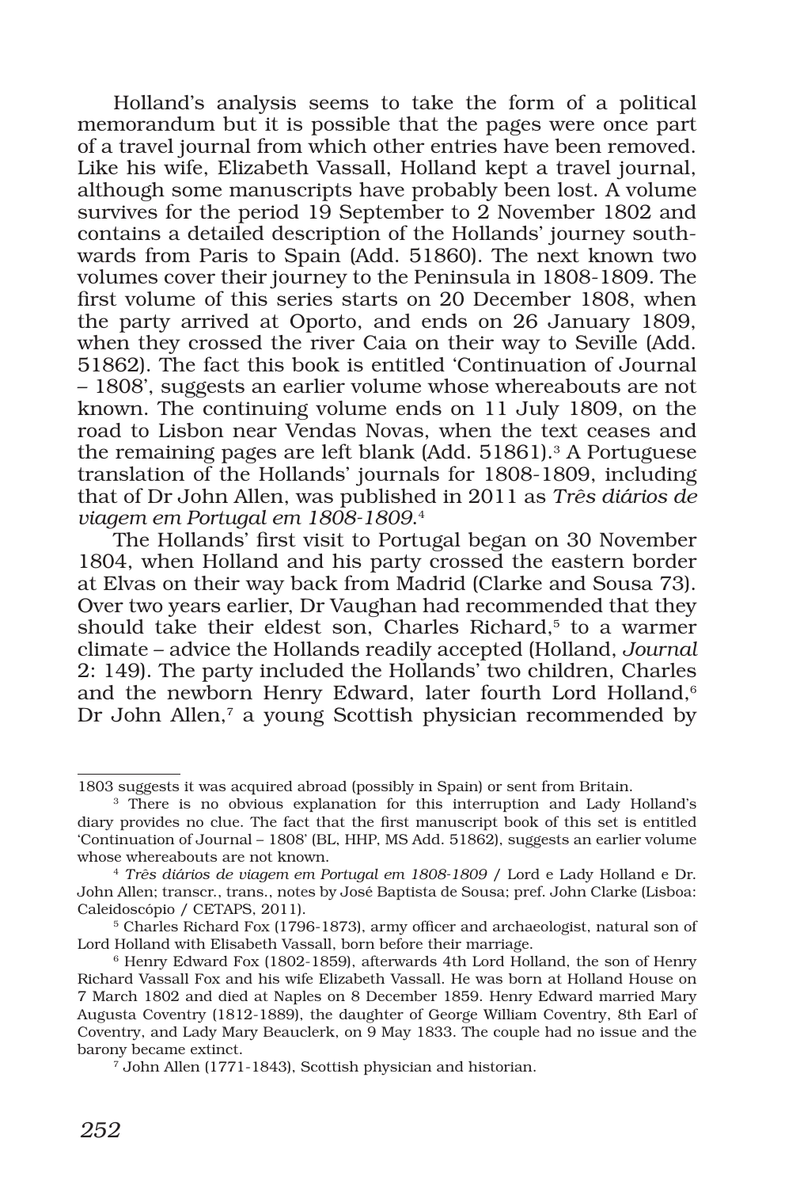Holland's analysis seems to take the form of a political memorandum but it is possible that the pages were once part of a travel journal from which other entries have been removed. Like his wife, Elizabeth Vassall, Holland kept a travel journal, although some manuscripts have probably been lost. A volume survives for the period 19 September to 2 November 1802 and contains a detailed description of the Hollands' journey southwards from Paris to Spain (Add. 51860). The next known two volumes cover their journey to the Peninsula in 1808-1809. The first volume of this series starts on 20 December 1808, when the party arrived at Oporto, and ends on 26 January 1809, when they crossed the river Caia on their way to Seville (Add. 51862). The fact this book is entitled 'Continuation of Journal – 1808', suggests an earlier volume whose whereabouts are not known. The continuing volume ends on 11 July 1809, on the road to Lisbon near Vendas Novas, when the text ceases and the remaining pages are left blank (Add. 51861).[3] A Portuguese translation of the Hollands' journals for 1808-1809, including that of Dr John Allen, was published in 2011 as *Três diários de viagem em Portugal em 1808-1809*.[4]

The Hollands' first visit to Portugal began on 30 November 1804, when Holland and his party crossed the eastern border at Elvas on their way back from Madrid (Clarke and Sousa 73). Over two years earlier, Dr Vaughan had recommended that they should take their eldest son, Charles Richard,[5] to a warmer climate – advice the Hollands readily accepted (Holland, *Journal* 2: 149). The party included the Hollands' two children, Charles and the newborn Henry Edward, later fourth Lord Holland,[6] Dr John Allen,[7] a young Scottish physician recommended by

---

1803 suggests it was acquired abroad (possibly in Spain) or sent from Britain.

[3] There is no obvious explanation for this interruption and Lady Holland's diary provides no clue. The fact that the first manuscript book of this set is entitled 'Continuation of Journal – 1808' (BL, HHP, MS Add. 51862), suggests an earlier volume whose whereabouts are not known.

[4] *Três diários de viagem em Portugal em 1808-1809* / Lord e Lady Holland e Dr. John Allen; transcr., trans., notes by José Baptista de Sousa; pref. John Clarke (Lisboa: Caleidoscópio / CETAPS, 2011).

[5] Charles Richard Fox (1796-1873), army officer and archaeologist, natural son of Lord Holland with Elisabeth Vassall, born before their marriage.

[6] Henry Edward Fox (1802-1859), afterwards 4th Lord Holland, the son of Henry Richard Vassall Fox and his wife Elizabeth Vassall. He was born at Holland House on 7 March 1802 and died at Naples on 8 December 1859. Henry Edward married Mary Augusta Coventry (1812-1889), the daughter of George William Coventry, 8th Earl of Coventry, and Lady Mary Beauclerk, on 9 May 1833. The couple had no issue and the barony became extinct.

[7] John Allen (1771-1843), Scottish physician and historian.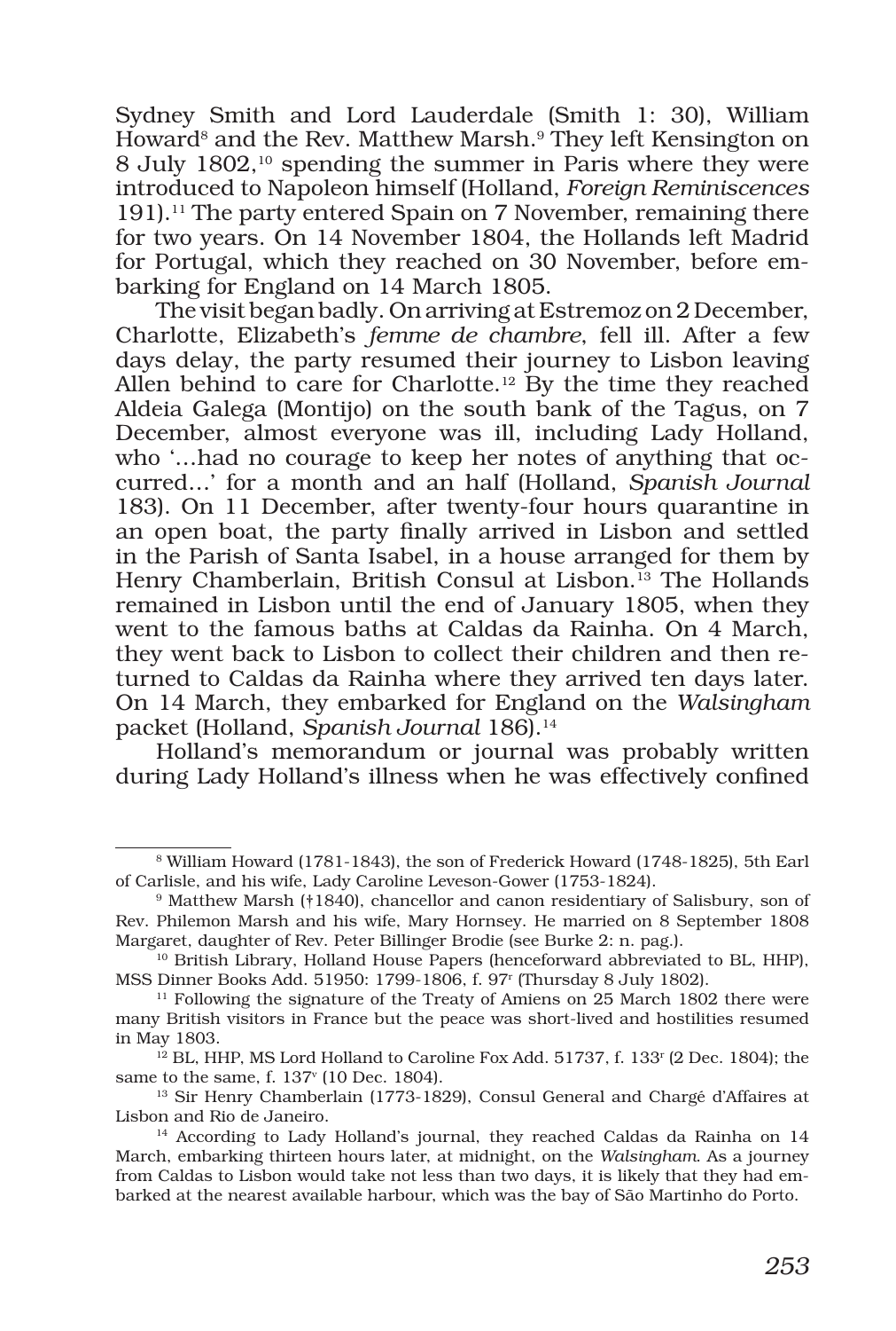Sydney Smith and Lord Lauderdale (Smith 1: 30), William Howard[8] and the Rev. Matthew Marsh.[9] They left Kensington on 8 July 1802,[10] spending the summer in Paris where they were introduced to Napoleon himself (Holland, *Foreign Reminiscences* 191).[11] The party entered Spain on 7 November, remaining there for two years. On 14 November 1804, the Hollands left Madrid for Portugal, which they reached on 30 November, before embarking for England on 14 March 1805.

The visit began badly. On arriving at Estremoz on 2 December, Charlotte, Elizabeth's *femme de chambre*, fell ill. After a few days delay, the party resumed their journey to Lisbon leaving Allen behind to care for Charlotte.[12] By the time they reached Aldeia Galega (Montijo) on the south bank of the Tagus, on 7 December, almost everyone was ill, including Lady Holland, who '…had no courage to keep her notes of anything that occurred…' for a month and an half (Holland, *Spanish Journal* 183). On 11 December, after twenty-four hours quarantine in an open boat, the party finally arrived in Lisbon and settled in the Parish of Santa Isabel, in a house arranged for them by Henry Chamberlain, British Consul at Lisbon.[13] The Hollands remained in Lisbon until the end of January 1805, when they went to the famous baths at Caldas da Rainha. On 4 March, they went back to Lisbon to collect their children and then returned to Caldas da Rainha where they arrived ten days later. On 14 March, they embarked for England on the *Walsingham* packet (Holland, *Spanish Journal* 186).[14]

Holland's memorandum or journal was probably written during Lady Holland's illness when he was effectively confined

---

[8] William Howard (1781-1843), the son of Frederick Howard (1748-1825), 5th Earl of Carlisle, and his wife, Lady Caroline Leveson-Gower (1753-1824).

[9] Matthew Marsh (†1840), chancellor and canon residentiary of Salisbury, son of Rev. Philemon Marsh and his wife, Mary Hornsey. He married on 8 September 1808 Margaret, daughter of Rev. Peter Billinger Brodie (see Burke 2: n. pag.).

[10] British Library, Holland House Papers (henceforward abbreviated to BL, HHP), MSS Dinner Books Add. 51950: 1799-1806, f. 97$^r$ (Thursday 8 July 1802).

[11] Following the signature of the Treaty of Amiens on 25 March 1802 there were many British visitors in France but the peace was short-lived and hostilities resumed in May 1803.

[12] BL, HHP, MS Lord Holland to Caroline Fox Add. 51737, f. 133$^r$ (2 Dec. 1804); the same to the same, f. 137$^v$ (10 Dec. 1804).

[13] Sir Henry Chamberlain (1773-1829), Consul General and Chargé d'Affaires at Lisbon and Rio de Janeiro.

[14] According to Lady Holland's journal, they reached Caldas da Rainha on 14 March, embarking thirteen hours later, at midnight, on the *Walsingham*. As a journey from Caldas to Lisbon would take not less than two days, it is likely that they had embarked at the nearest available harbour, which was the bay of São Martinho do Porto.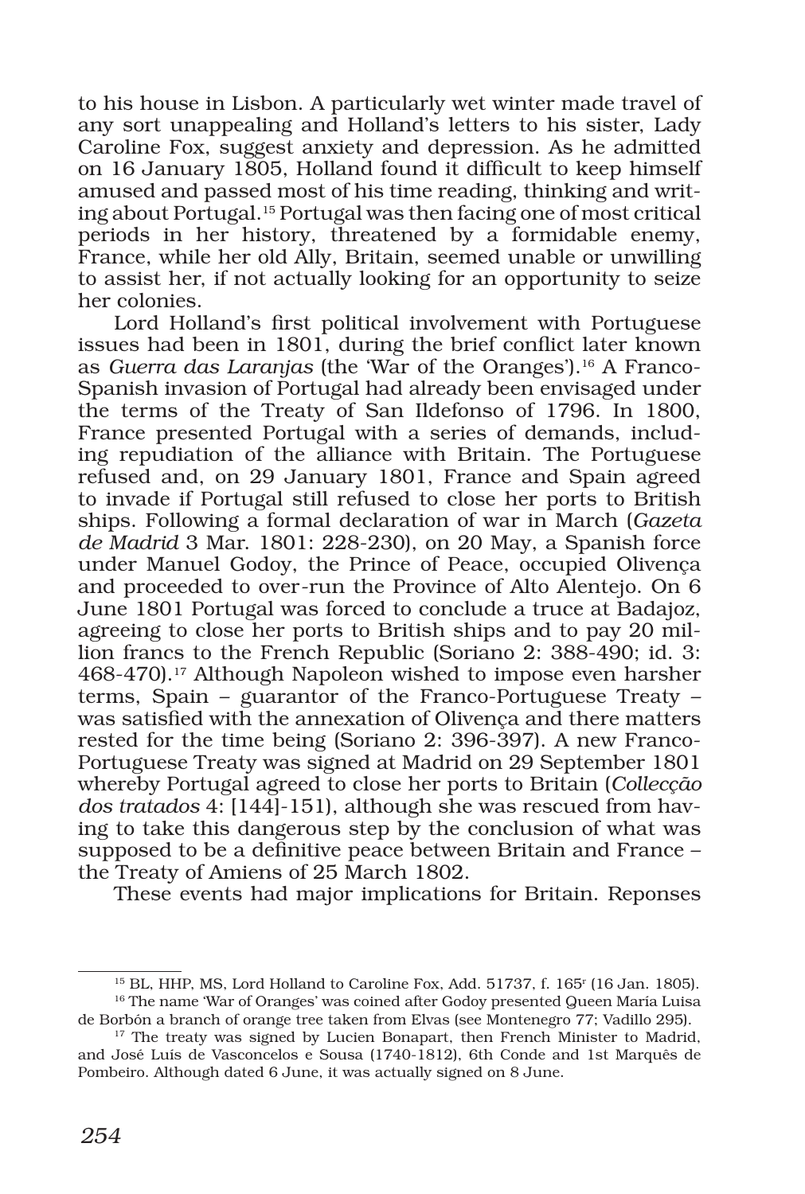to his house in Lisbon. A particularly wet winter made travel of any sort unappealing and Holland's letters to his sister, Lady Caroline Fox, suggest anxiety and depression. As he admitted on 16 January 1805, Holland found it difficult to keep himself amused and passed most of his time reading, thinking and writing about Portugal.[15] Portugal was then facing one of most critical periods in her history, threatened by a formidable enemy, France, while her old Ally, Britain, seemed unable or unwilling to assist her, if not actually looking for an opportunity to seize her colonies.

Lord Holland's first political involvement with Portuguese issues had been in 1801, during the brief conflict later known as *Guerra das Laranjas* (the 'War of the Oranges').[16] A Franco-Spanish invasion of Portugal had already been envisaged under the terms of the Treaty of San Ildefonso of 1796. In 1800, France presented Portugal with a series of demands, including repudiation of the alliance with Britain. The Portuguese refused and, on 29 January 1801, France and Spain agreed to invade if Portugal still refused to close her ports to British ships. Following a formal declaration of war in March (*Gazeta de Madrid* 3 Mar. 1801: 228-230), on 20 May, a Spanish force under Manuel Godoy, the Prince of Peace, occupied Olivença and proceeded to over-run the Province of Alto Alentejo. On 6 June 1801 Portugal was forced to conclude a truce at Badajoz, agreeing to close her ports to British ships and to pay 20 million francs to the French Republic (Soriano 2: 388-490; id. 3: 468-470).[17] Although Napoleon wished to impose even harsher terms, Spain – guarantor of the Franco-Portuguese Treaty – was satisfied with the annexation of Olivença and there matters rested for the time being (Soriano 2: 396-397). A new Franco-Portuguese Treaty was signed at Madrid on 29 September 1801 whereby Portugal agreed to close her ports to Britain (*Collecção dos tratados* 4: [144]-151), although she was rescued from having to take this dangerous step by the conclusion of what was supposed to be a definitive peace between Britain and France – the Treaty of Amiens of 25 March 1802.

These events had major implications for Britain. Reponses

---

[15] BL, HHP, MS, Lord Holland to Caroline Fox, Add. 51737, f. 165r (16 Jan. 1805).

[16] The name 'War of Oranges' was coined after Godoy presented Queen María Luisa de Borbón a branch of orange tree taken from Elvas (see Montenegro 77; Vadillo 295).

[17] The treaty was signed by Lucien Bonapart, then French Minister to Madrid, and José Luís de Vasconcelos e Sousa (1740-1812), 6th Conde and 1st Marquês de Pombeiro. Although dated 6 June, it was actually signed on 8 June.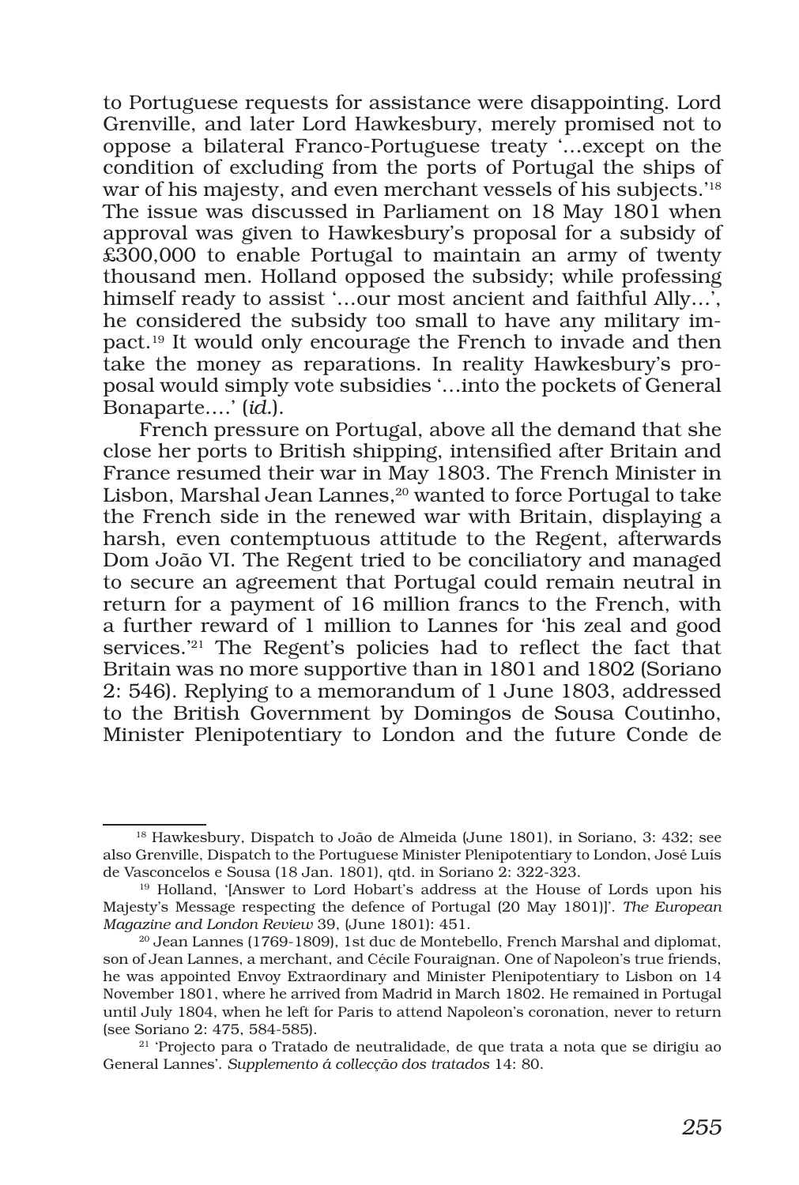to Portuguese requests for assistance were disappointing. Lord Grenville, and later Lord Hawkesbury, merely promised not to oppose a bilateral Franco-Portuguese treaty '…except on the condition of excluding from the ports of Portugal the ships of war of his majesty, and even merchant vessels of his subjects.'[18] The issue was discussed in Parliament on 18 May 1801 when approval was given to Hawkesbury's proposal for a subsidy of £300,000 to enable Portugal to maintain an army of twenty thousand men. Holland opposed the subsidy; while professing himself ready to assist '…our most ancient and faithful Ally…', he considered the subsidy too small to have any military impact.[19] It would only encourage the French to invade and then take the money as reparations. In reality Hawkesbury's proposal would simply vote subsidies '…into the pockets of General Bonaparte….' (*id.*).

French pressure on Portugal, above all the demand that she close her ports to British shipping, intensified after Britain and France resumed their war in May 1803. The French Minister in Lisbon, Marshal Jean Lannes,[20] wanted to force Portugal to take the French side in the renewed war with Britain, displaying a harsh, even contemptuous attitude to the Regent, afterwards Dom João VI. The Regent tried to be conciliatory and managed to secure an agreement that Portugal could remain neutral in return for a payment of 16 million francs to the French, with a further reward of 1 million to Lannes for 'his zeal and good services.'[21] The Regent's policies had to reflect the fact that Britain was no more supportive than in 1801 and 1802 (Soriano 2: 546). Replying to a memorandum of 1 June 1803, addressed to the British Government by Domingos de Sousa Coutinho, Minister Plenipotentiary to London and the future Conde de

---

[18] Hawkesbury, Dispatch to João de Almeida (June 1801), in Soriano, 3: 432; see also Grenville, Dispatch to the Portuguese Minister Plenipotentiary to London, José Luís de Vasconcelos e Sousa (18 Jan. 1801), qtd. in Soriano 2: 322-323.

[19] Holland, '[Answer to Lord Hobart's address at the House of Lords upon his Majesty's Message respecting the defence of Portugal (20 May 1801)]'. *The European Magazine and London Review* 39, (June 1801): 451.

[20] Jean Lannes (1769-1809), 1st duc de Montebello, French Marshal and diplomat, son of Jean Lannes, a merchant, and Cécile Fouraignan. One of Napoleon's true friends, he was appointed Envoy Extraordinary and Minister Plenipotentiary to Lisbon on 14 November 1801, where he arrived from Madrid in March 1802. He remained in Portugal until July 1804, when he left for Paris to attend Napoleon's coronation, never to return (see Soriano 2: 475, 584-585).

[21] 'Projecto para o Tratado de neutralidade, de que trata a nota que se dirigiu ao General Lannes'. *Supplemento á collecção dos tratados* 14: 80.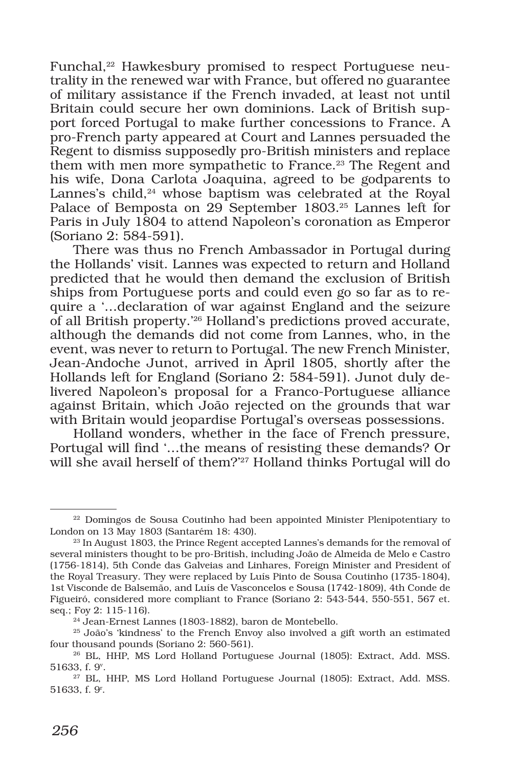Funchal,[22] Hawkesbury promised to respect Portuguese neutrality in the renewed war with France, but offered no guarantee of military assistance if the French invaded, at least not until Britain could secure her own dominions. Lack of British support forced Portugal to make further concessions to France. A pro-French party appeared at Court and Lannes persuaded the Regent to dismiss supposedly pro-British ministers and replace them with men more sympathetic to France.[23] The Regent and his wife, Dona Carlota Joaquina, agreed to be godparents to Lannes's child,[24] whose baptism was celebrated at the Royal Palace of Bemposta on 29 September 1803.[25] Lannes left for Paris in July 1804 to attend Napoleon's coronation as Emperor (Soriano 2: 584-591).

There was thus no French Ambassador in Portugal during the Hollands' visit. Lannes was expected to return and Holland predicted that he would then demand the exclusion of British ships from Portuguese ports and could even go so far as to require a '…declaration of war against England and the seizure of all British property.'[26] Holland's predictions proved accurate, although the demands did not come from Lannes, who, in the event, was never to return to Portugal. The new French Minister, Jean-Andoche Junot, arrived in April 1805, shortly after the Hollands left for England (Soriano 2: 584-591). Junot duly delivered Napoleon's proposal for a Franco-Portuguese alliance against Britain, which João rejected on the grounds that war with Britain would jeopardise Portugal's overseas possessions.

Holland wonders, whether in the face of French pressure, Portugal will find '…the means of resisting these demands? Or will she avail herself of them?'[27] Holland thinks Portugal will do

---

[22] Domingos de Sousa Coutinho had been appointed Minister Plenipotentiary to London on 13 May 1803 (Santarém 18: 430).

[23] In August 1803, the Prince Regent accepted Lannes's demands for the removal of several ministers thought to be pro-British, including João de Almeida de Melo e Castro (1756-1814), 5th Conde das Galveias and Linhares, Foreign Minister and President of the Royal Treasury. They were replaced by Luís Pinto de Sousa Coutinho (1735-1804), 1st Visconde de Balsemão, and Luís de Vasconcelos e Sousa (1742-1809), 4th Conde de Figueiró, considered more compliant to France (Soriano 2: 543-544, 550-551, 567 et. seq.; Foy 2: 115-116).

[24] Jean-Ernest Lannes (1803-1882), baron de Montebello.

[25] João's 'kindness' to the French Envoy also involved a gift worth an estimated four thousand pounds (Soriano 2: 560-561).

[26] BL, HHP, MS Lord Holland Portuguese Journal (1805): Extract, Add. MSS. 51633, f. 9v.

[27] BL, HHP, MS Lord Holland Portuguese Journal (1805): Extract, Add. MSS. 51633, f. 9r.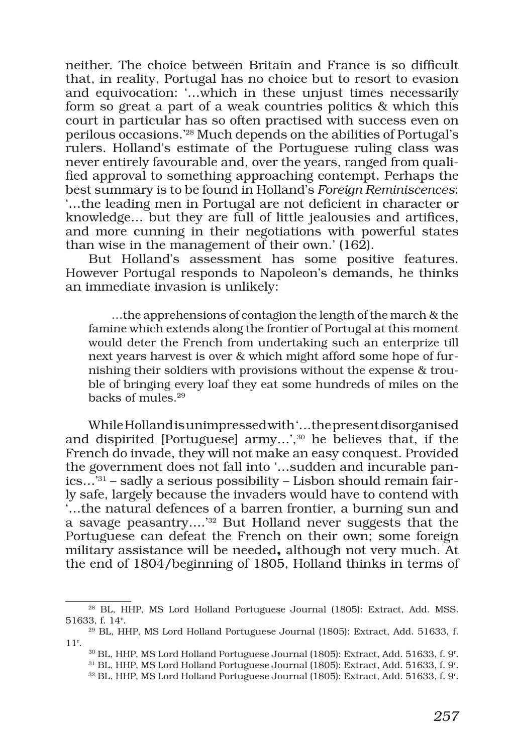neither. The choice between Britain and France is so difficult that, in reality, Portugal has no choice but to resort to evasion and equivocation: '…which in these unjust times necessarily form so great a part of a weak countries politics & which this court in particular has so often practised with success even on perilous occasions.'[28] Much depends on the abilities of Portugal's rulers. Holland's estimate of the Portuguese ruling class was never entirely favourable and, over the years, ranged from qualified approval to something approaching contempt. Perhaps the best summary is to be found in Holland's *Foreign Reminiscences*: '…the leading men in Portugal are not deficient in character or knowledge… but they are full of little jealousies and artifices, and more cunning in their negotiations with powerful states than wise in the management of their own.' (162).

But Holland's assessment has some positive features. However Portugal responds to Napoleon's demands, he thinks an immediate invasion is unlikely:

> …the apprehensions of contagion the length of the march & the famine which extends along the frontier of Portugal at this moment would deter the French from undertaking such an enterprize till next years harvest is over & which might afford some hope of furnishing their soldiers with provisions without the expense & trouble of bringing every loaf they eat some hundreds of miles on the backs of mules.[29]

While Holland is unimpressed with '…the present disorganised and dispirited [Portuguese] army…',[30] he believes that, if the French do invade, they will not make an easy conquest. Provided the government does not fall into '…sudden and incurable panics…'[31] – sadly a serious possibility – Lisbon should remain fairly safe, largely because the invaders would have to contend with '…the natural defences of a barren frontier, a burning sun and a savage peasantry….'[32] But Holland never suggests that the Portuguese can defeat the French on their own; some foreign military assistance will be needed**,** although not very much. At the end of 1804/beginning of 1805, Holland thinks in terms of

---

[28] BL, HHP, MS Lord Holland Portuguese Journal (1805): Extract, Add. MSS. 51633, f. 14v.

[29] BL, HHP, MS Lord Holland Portuguese Journal (1805): Extract, Add. 51633, f. 11r.

[30] BL, HHP, MS Lord Holland Portuguese Journal (1805): Extract, Add. 51633, f. 9r.

[31] BL, HHP, MS Lord Holland Portuguese Journal (1805): Extract, Add. 51633, f. 9r.

[32] BL, HHP, MS Lord Holland Portuguese Journal (1805): Extract, Add. 51633, f. 9r.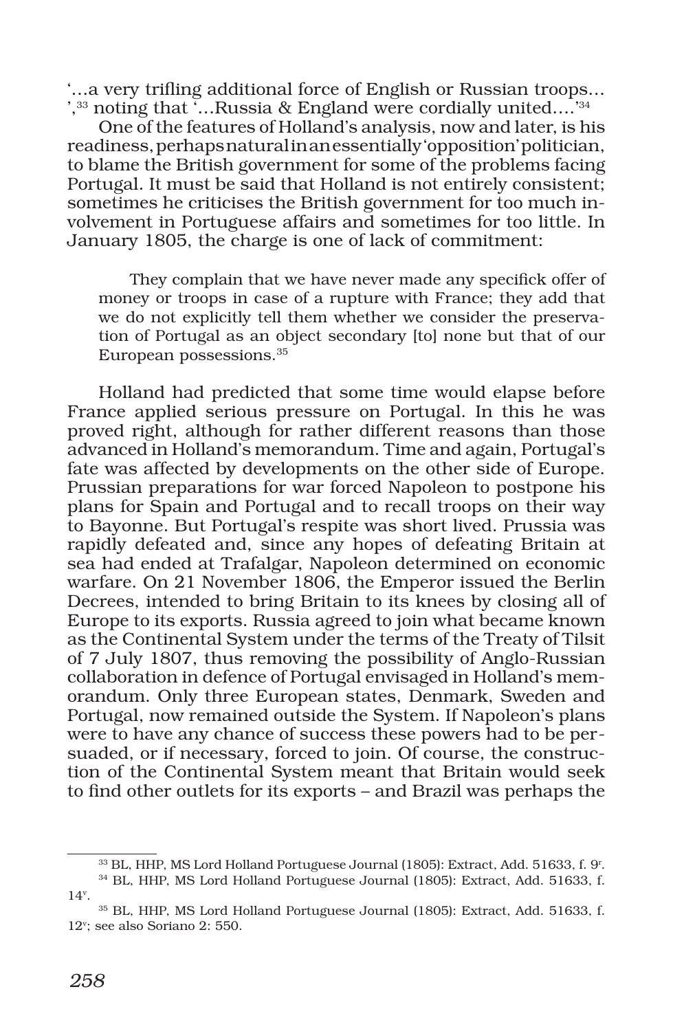'…a very trifling additional force of English or Russian troops… ',[33] noting that '…Russia & England were cordially united….'[34]

One of the features of Holland's analysis, now and later, is his readiness, perhaps natural in an essentially 'opposition' politician, to blame the British government for some of the problems facing Portugal. It must be said that Holland is not entirely consistent; sometimes he criticises the British government for too much involvement in Portuguese affairs and sometimes for too little. In January 1805, the charge is one of lack of commitment:

> They complain that we have never made any specifick offer of money or troops in case of a rupture with France; they add that we do not explicitly tell them whether we consider the preservation of Portugal as an object secondary [to] none but that of our European possessions.[35]

Holland had predicted that some time would elapse before France applied serious pressure on Portugal. In this he was proved right, although for rather different reasons than those advanced in Holland's memorandum. Time and again, Portugal's fate was affected by developments on the other side of Europe. Prussian preparations for war forced Napoleon to postpone his plans for Spain and Portugal and to recall troops on their way to Bayonne. But Portugal's respite was short lived. Prussia was rapidly defeated and, since any hopes of defeating Britain at sea had ended at Trafalgar, Napoleon determined on economic warfare. On 21 November 1806, the Emperor issued the Berlin Decrees, intended to bring Britain to its knees by closing all of Europe to its exports. Russia agreed to join what became known as the Continental System under the terms of the Treaty of Tilsit of 7 July 1807, thus removing the possibility of Anglo-Russian collaboration in defence of Portugal envisaged in Holland's memorandum. Only three European states, Denmark, Sweden and Portugal, now remained outside the System. If Napoleon's plans were to have any chance of success these powers had to be persuaded, or if necessary, forced to join. Of course, the construction of the Continental System meant that Britain would seek to find other outlets for its exports – and Brazil was perhaps the

---

[33] BL, HHP, MS Lord Holland Portuguese Journal (1805): Extract, Add. 51633, f. 9r.

[34] BL, HHP, MS Lord Holland Portuguese Journal (1805): Extract, Add. 51633, f. 14v.

[35] BL, HHP, MS Lord Holland Portuguese Journal (1805): Extract, Add. 51633, f. 12v; see also Soriano 2: 550.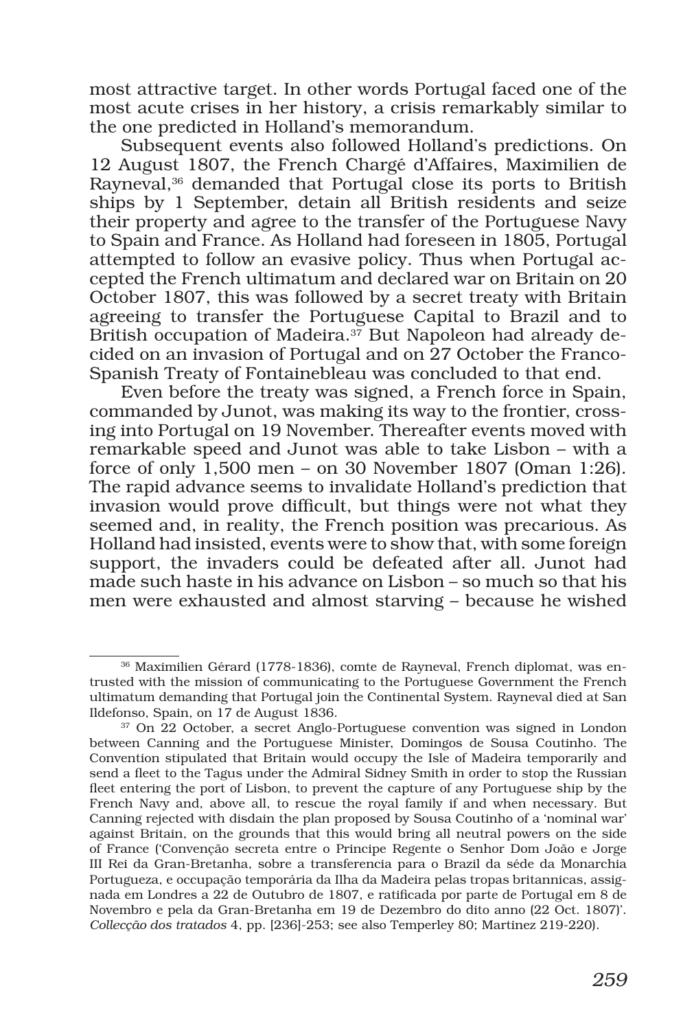most attractive target. In other words Portugal faced one of the most acute crises in her history, a crisis remarkably similar to the one predicted in Holland's memorandum.

Subsequent events also followed Holland's predictions. On 12 August 1807, the French Chargé d'Affaires, Maximilien de Rayneval,[36] demanded that Portugal close its ports to British ships by 1 September, detain all British residents and seize their property and agree to the transfer of the Portuguese Navy to Spain and France. As Holland had foreseen in 1805, Portugal attempted to follow an evasive policy. Thus when Portugal accepted the French ultimatum and declared war on Britain on 20 October 1807, this was followed by a secret treaty with Britain agreeing to transfer the Portuguese Capital to Brazil and to British occupation of Madeira.[37] But Napoleon had already decided on an invasion of Portugal and on 27 October the Franco-Spanish Treaty of Fontainebleau was concluded to that end.

Even before the treaty was signed, a French force in Spain, commanded by Junot, was making its way to the frontier, crossing into Portugal on 19 November. Thereafter events moved with remarkable speed and Junot was able to take Lisbon – with a force of only 1,500 men – on 30 November 1807 (Oman 1:26). The rapid advance seems to invalidate Holland's prediction that invasion would prove difficult, but things were not what they seemed and, in reality, the French position was precarious. As Holland had insisted, events were to show that, with some foreign support, the invaders could be defeated after all. Junot had made such haste in his advance on Lisbon – so much so that his men were exhausted and almost starving – because he wished

---

[36] Maximilien Gérard (1778-1836), comte de Rayneval, French diplomat, was entrusted with the mission of communicating to the Portuguese Government the French ultimatum demanding that Portugal join the Continental System. Rayneval died at San Ildefonso, Spain, on 17 de August 1836.

[37] On 22 October, a secret Anglo-Portuguese convention was signed in London between Canning and the Portuguese Minister, Domingos de Sousa Coutinho. The Convention stipulated that Britain would occupy the Isle of Madeira temporarily and send a fleet to the Tagus under the Admiral Sidney Smith in order to stop the Russian fleet entering the port of Lisbon, to prevent the capture of any Portuguese ship by the French Navy and, above all, to rescue the royal family if and when necessary. But Canning rejected with disdain the plan proposed by Sousa Coutinho of a 'nominal war' against Britain, on the grounds that this would bring all neutral powers on the side of France ('Convenção secreta entre o Principe Regente o Senhor Dom João e Jorge III Rei da Gran-Bretanha, sobre a transferencia para o Brazil da séde da Monarchia Portugueza, e occupação temporária da Ilha da Madeira pelas tropas britannicas, assignada em Londres a 22 de Outubro de 1807, e ratificada por parte de Portugal em 8 de Novembro e pela da Gran-Bretanha em 19 de Dezembro do dito anno (22 Oct. 1807)'. *Collecção dos tratados* 4, pp. [236]-253; see also Temperley 80; Martinez 219-220).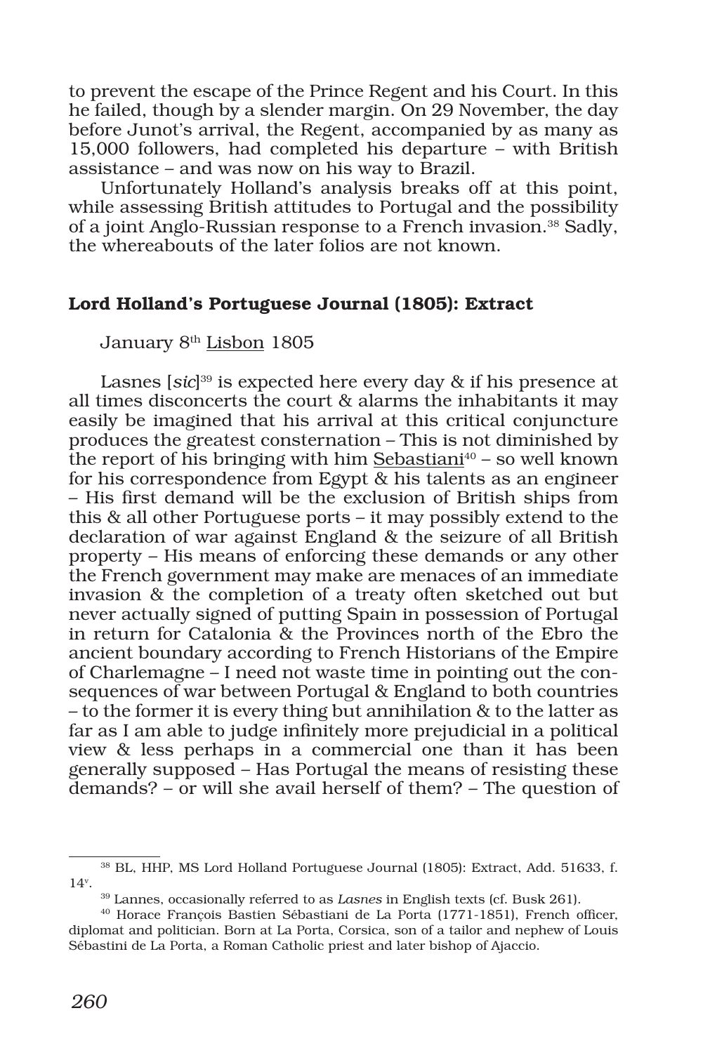to prevent the escape of the Prince Regent and his Court. In this he failed, though by a slender margin. On 29 November, the day before Junot's arrival, the Regent, accompanied by as many as 15,000 followers, had completed his departure – with British assistance – and was now on his way to Brazil.

Unfortunately Holland's analysis breaks off at this point, while assessing British attitudes to Portugal and the possibility of a joint Anglo-Russian response to a French invasion.[38] Sadly, the whereabouts of the later folios are not known.

## Lord Holland's Portuguese Journal (1805): Extract

January 8th Lisbon 1805

Lasnes [*sic*][39] is expected here every day & if his presence at all times disconcerts the court & alarms the inhabitants it may easily be imagined that his arrival at this critical conjuncture produces the greatest consternation – This is not diminished by the report of his bringing with him Sebastiani[40] – so well known for his correspondence from Egypt & his talents as an engineer – His first demand will be the exclusion of British ships from this & all other Portuguese ports – it may possibly extend to the declaration of war against England & the seizure of all British property – His means of enforcing these demands or any other the French government may make are menaces of an immediate invasion & the completion of a treaty often sketched out but never actually signed of putting Spain in possession of Portugal in return for Catalonia & the Provinces north of the Ebro the ancient boundary according to French Historians of the Empire of Charlemagne – I need not waste time in pointing out the consequences of war between Portugal & England to both countries – to the former it is every thing but annihilation & to the latter as far as I am able to judge infinitely more prejudicial in a political view & less perhaps in a commercial one than it has been generally supposed – Has Portugal the means of resisting these demands? – or will she avail herself of them? – The question of

---

[38] BL, HHP, MS Lord Holland Portuguese Journal (1805): Extract, Add. 51633, f. 14v.

[39] Lannes, occasionally referred to as *Lasnes* in English texts (cf. Busk 261).

[40] Horace François Bastien Sébastiani de La Porta (1771-1851), French officer, diplomat and politician. Born at La Porta, Corsica, son of a tailor and nephew of Louis Sébastini de La Porta, a Roman Catholic priest and later bishop of Ajaccio.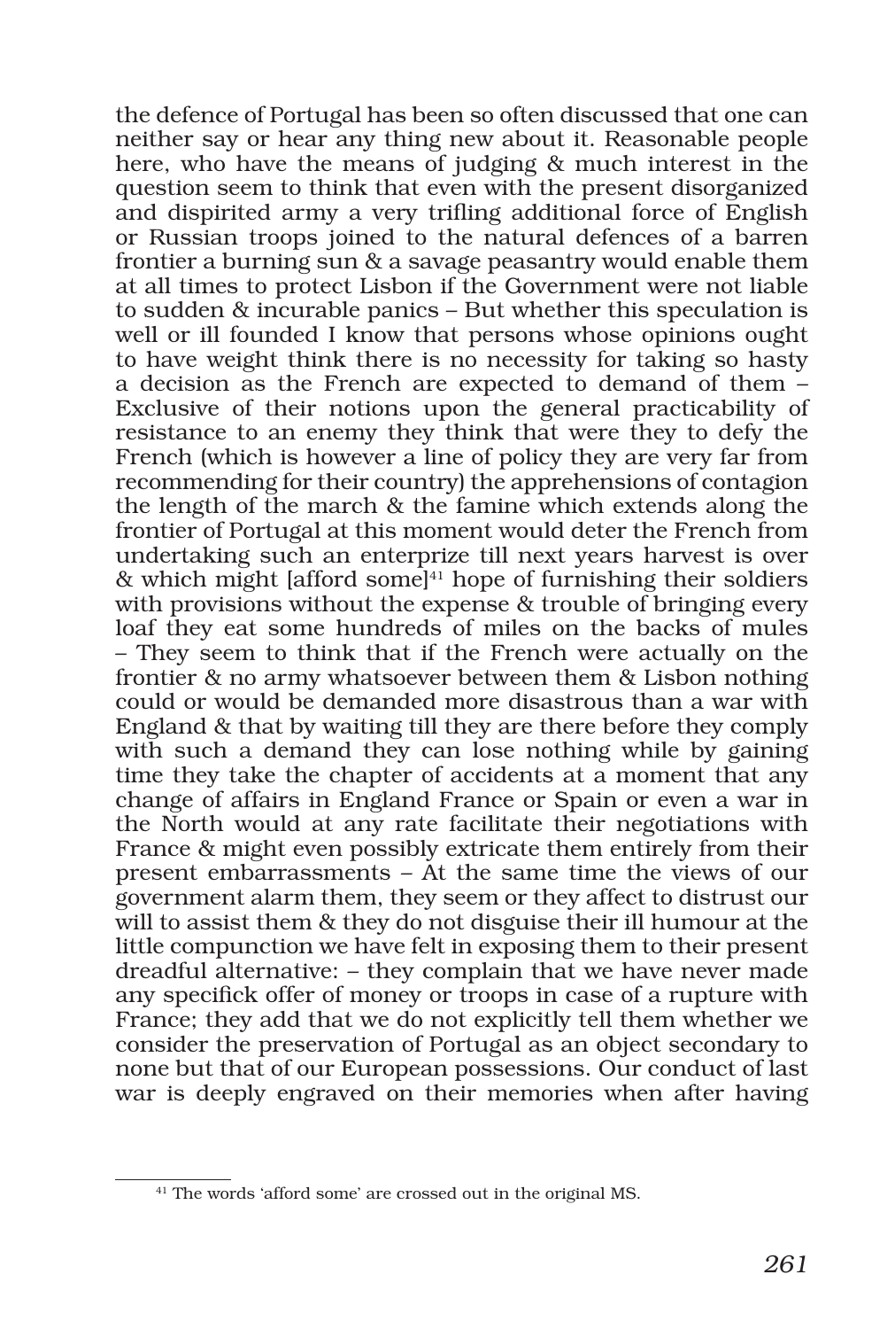the defence of Portugal has been so often discussed that one can neither say or hear any thing new about it. Reasonable people here, who have the means of judging & much interest in the question seem to think that even with the present disorganized and dispirited army a very trifling additional force of English or Russian troops joined to the natural defences of a barren frontier a burning sun & a savage peasantry would enable them at all times to protect Lisbon if the Government were not liable to sudden & incurable panics – But whether this speculation is well or ill founded I know that persons whose opinions ought to have weight think there is no necessity for taking so hasty a decision as the French are expected to demand of them – Exclusive of their notions upon the general practicability of resistance to an enemy they think that were they to defy the French (which is however a line of policy they are very far from recommending for their country) the apprehensions of contagion the length of the march & the famine which extends along the frontier of Portugal at this moment would deter the French from undertaking such an enterprize till next years harvest is over & which might [afford some][41] hope of furnishing their soldiers with provisions without the expense & trouble of bringing every loaf they eat some hundreds of miles on the backs of mules – They seem to think that if the French were actually on the frontier & no army whatsoever between them & Lisbon nothing could or would be demanded more disastrous than a war with England & that by waiting till they are there before they comply with such a demand they can lose nothing while by gaining time they take the chapter of accidents at a moment that any change of affairs in England France or Spain or even a war in the North would at any rate facilitate their negotiations with France & might even possibly extricate them entirely from their present embarrassments – At the same time the views of our government alarm them, they seem or they affect to distrust our will to assist them & they do not disguise their ill humour at the little compunction we have felt in exposing them to their present dreadful alternative: – they complain that we have never made any specifick offer of money or troops in case of a rupture with France; they add that we do not explicitly tell them whether we consider the preservation of Portugal as an object secondary to none but that of our European possessions. Our conduct of last war is deeply engraved on their memories when after having

[41] The words 'afford some' are crossed out in the original MS.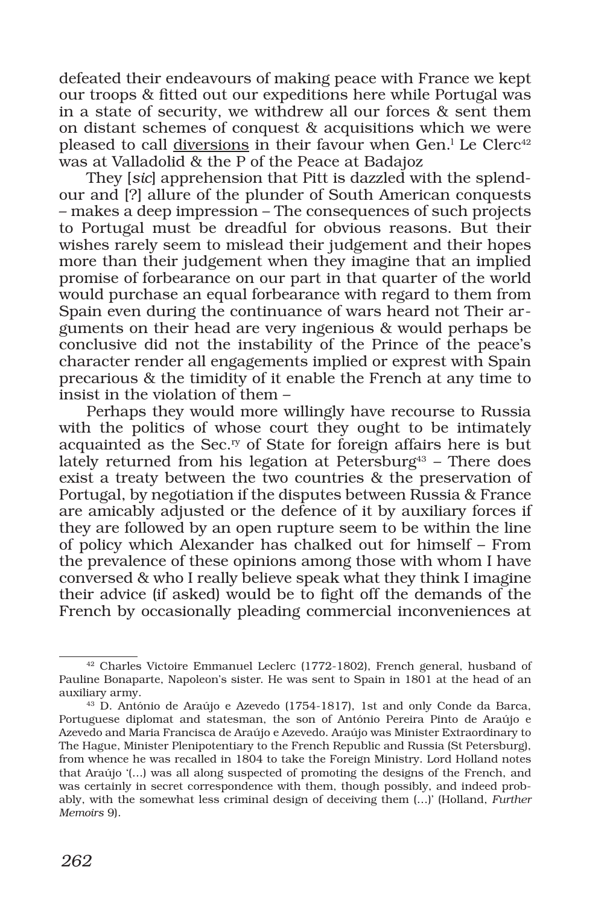defeated their endeavours of making peace with France we kept our troops & fitted out our expeditions here while Portugal was in a state of security, we withdrew all our forces & sent them on distant schemes of conquest & acquisitions which we were pleased to call <u>diversions</u> in their favour when Gen.[l] Le Clerc[42] was at Valladolid & the P of the Peace at Badajoz

They [*sic*] apprehension that Pitt is dazzled with the splendour and [?] allure of the plunder of South American conquests – makes a deep impression – The consequences of such projects to Portugal must be dreadful for obvious reasons. But their wishes rarely seem to mislead their judgement and their hopes more than their judgement when they imagine that an implied promise of forbearance on our part in that quarter of the world would purchase an equal forbearance with regard to them from Spain even during the continuance of wars heard not Their arguments on their head are very ingenious & would perhaps be conclusive did not the instability of the Prince of the peace's character render all engagements implied or exprest with Spain precarious & the timidity of it enable the French at any time to insist in the violation of them –

Perhaps they would more willingly have recourse to Russia with the politics of whose court they ought to be intimately acquainted as the Sec.[ry] of State for foreign affairs here is but lately returned from his legation at Petersburg[43] – There does exist a treaty between the two countries & the preservation of Portugal, by negotiation if the disputes between Russia & France are amicably adjusted or the defence of it by auxiliary forces if they are followed by an open rupture seem to be within the line of policy which Alexander has chalked out for himself – From the prevalence of these opinions among those with whom I have conversed & who I really believe speak what they think I imagine their advice (if asked) would be to fight off the demands of the French by occasionally pleading commercial inconveniences at

---

[42] Charles Victoire Emmanuel Leclerc (1772-1802), French general, husband of Pauline Bonaparte, Napoleon's sister. He was sent to Spain in 1801 at the head of an auxiliary army.

[43] D. António de Araújo e Azevedo (1754-1817), 1st and only Conde da Barca, Portuguese diplomat and statesman, the son of António Pereira Pinto de Araújo e Azevedo and Maria Francisca de Araújo e Azevedo. Araújo was Minister Extraordinary to The Hague, Minister Plenipotentiary to the French Republic and Russia (St Petersburg), from whence he was recalled in 1804 to take the Foreign Ministry. Lord Holland notes that Araújo '(...) was all along suspected of promoting the designs of the French, and was certainly in secret correspondence with them, though possibly, and indeed probably, with the somewhat less criminal design of deceiving them (...)' (Holland, *Further Memoirs* 9).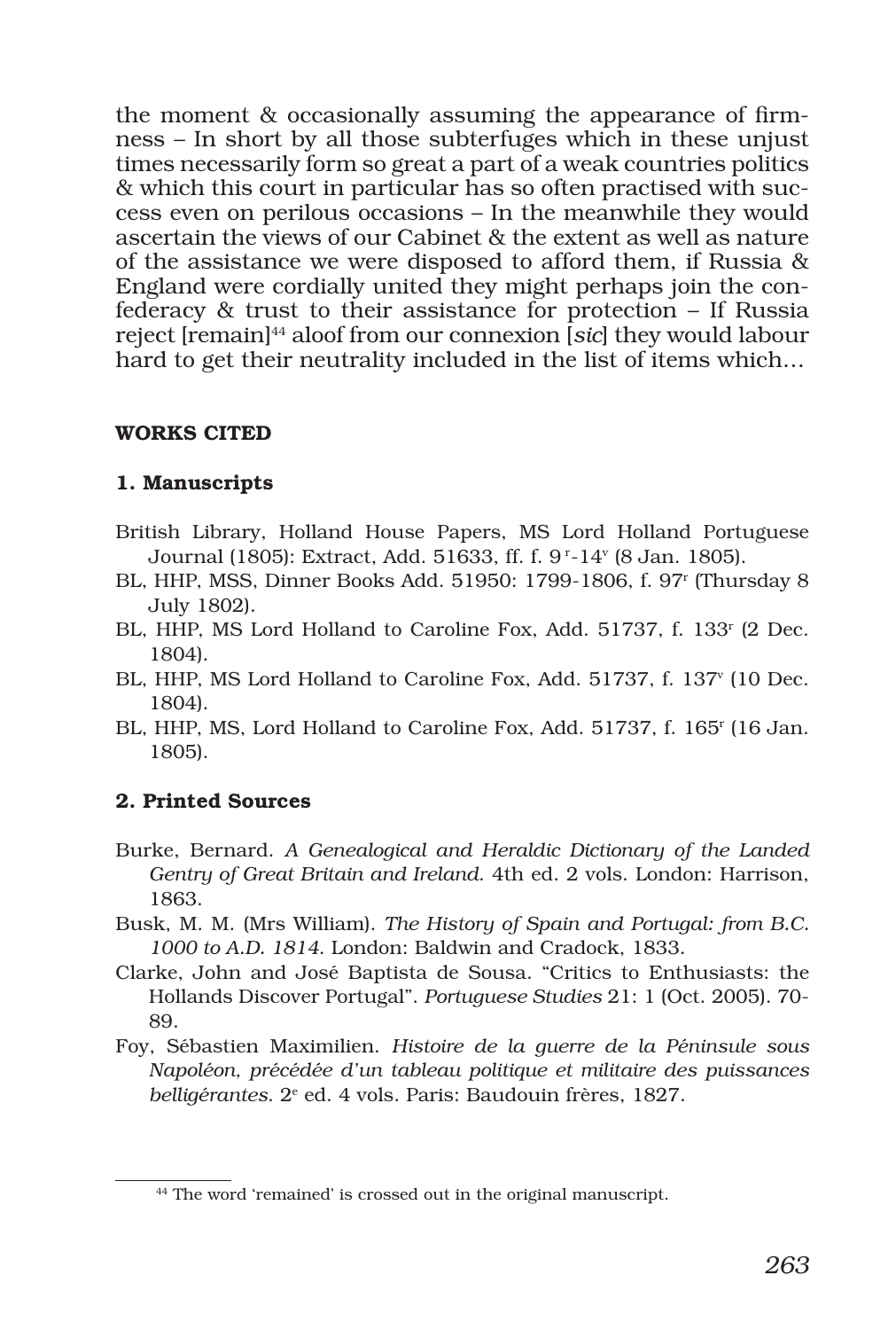the moment & occasionally assuming the appearance of firmness – In short by all those subterfuges which in these unjust times necessarily form so great a part of a weak countries politics & which this court in particular has so often practised with success even on perilous occasions – In the meanwhile they would ascertain the views of our Cabinet & the extent as well as nature of the assistance we were disposed to afford them, if Russia & England were cordially united they might perhaps join the confederacy & trust to their assistance for protection – If Russia reject [remain][44] aloof from our connexion [*sic*] they would labour hard to get their neutrality included in the list of items which…

## WORKS CITED

### 1. Manuscripts

British Library, Holland House Papers, MS Lord Holland Portuguese Journal (1805): Extract, Add. 51633, ff. f. 9[r]-14[v] (8 Jan. 1805).

BL, HHP, MSS, Dinner Books Add. 51950: 1799-1806, f. 97[r] (Thursday 8 July 1802).

BL, HHP, MS Lord Holland to Caroline Fox, Add. 51737, f. 133[r] (2 Dec. 1804).

BL, HHP, MS Lord Holland to Caroline Fox, Add. 51737, f. 137[v] (10 Dec. 1804).

BL, HHP, MS, Lord Holland to Caroline Fox, Add. 51737, f. 165[r] (16 Jan. 1805).

### 2. Printed Sources

Burke, Bernard. *A Genealogical and Heraldic Dictionary of the Landed Gentry of Great Britain and Ireland*. 4th ed. 2 vols. London: Harrison, 1863.

Busk, M. M. (Mrs William). *The History of Spain and Portugal: from B.C. 1000 to A.D. 1814*. London: Baldwin and Cradock, 1833.

Clarke, John and José Baptista de Sousa. "Critics to Enthusiasts: the Hollands Discover Portugal". *Portuguese Studies* 21: 1 (Oct. 2005). 70-89.

Foy, Sébastien Maximilien. *Histoire de la guerre de la Péninsule sous Napoléon, précédée d'un tableau politique et militaire des puissances belligérantes*. 2[e] ed. 4 vols. Paris: Baudouin frères, 1827.

---

[44] The word 'remained' is crossed out in the original manuscript.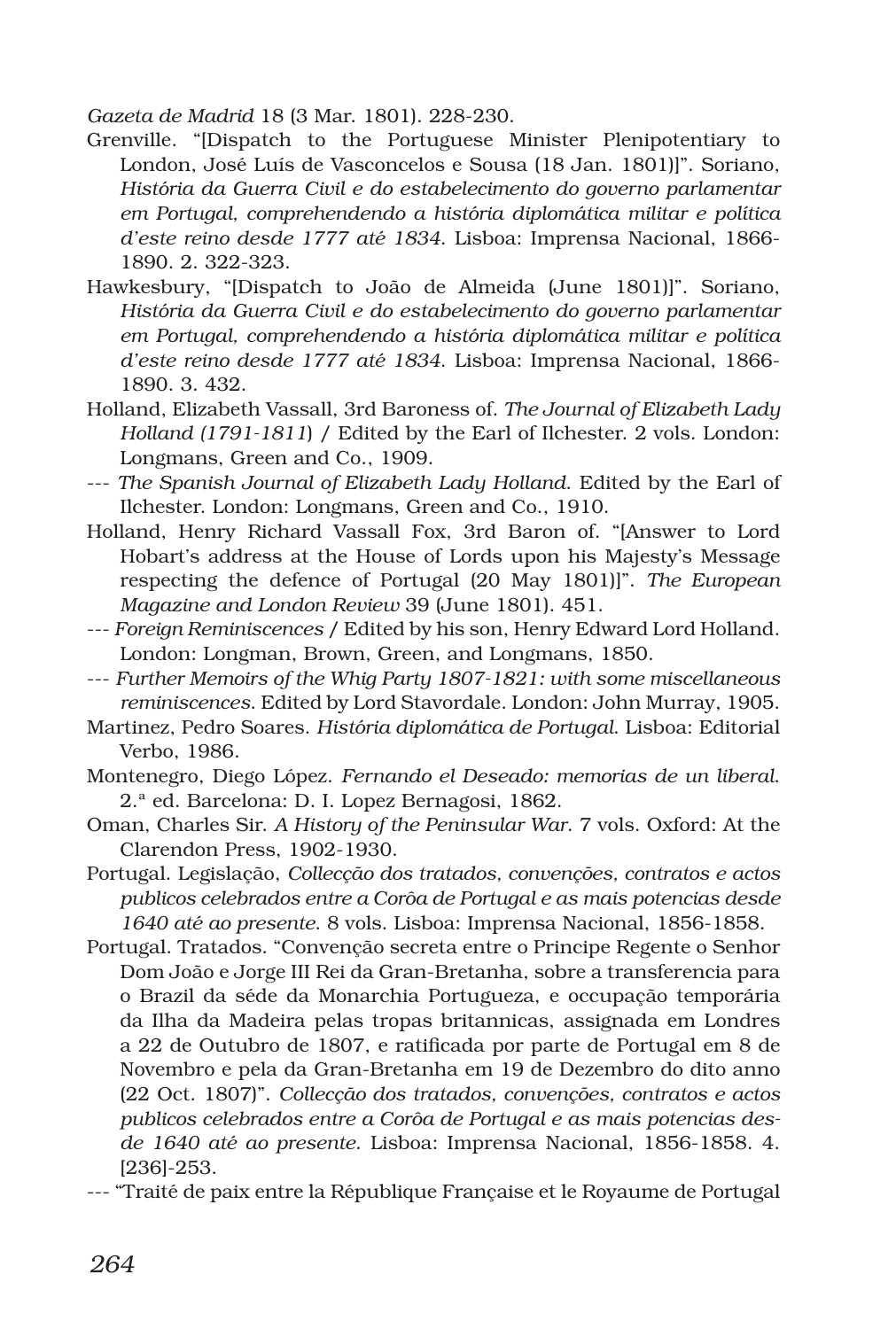*Gazeta de Madrid* 18 (3 Mar. 1801). 228-230.

Grenville. "[Dispatch to the Portuguese Minister Plenipotentiary to London, José Luís de Vasconcelos e Sousa (18 Jan. 1801)]". Soriano, *História da Guerra Civil e do estabelecimento do governo parlamentar em Portugal, comprehendendo a história diplomática militar e política d'este reino desde 1777 até 1834*. Lisboa: Imprensa Nacional, 1866-1890. 2. 322-323.

Hawkesbury, "[Dispatch to João de Almeida (June 1801)]". Soriano, *História da Guerra Civil e do estabelecimento do governo parlamentar em Portugal, comprehendendo a história diplomática militar e política d'este reino desde 1777 até 1834*. Lisboa: Imprensa Nacional, 1866-1890. 3. 432.

Holland, Elizabeth Vassall, 3rd Baroness of. *The Journal of Elizabeth Lady Holland (1791-1811*) / Edited by the Earl of Ilchester. 2 vols. London: Longmans, Green and Co., 1909.

--- *The Spanish Journal of Elizabeth Lady Holland*. Edited by the Earl of Ilchester. London: Longmans, Green and Co., 1910.

Holland, Henry Richard Vassall Fox, 3rd Baron of. "[Answer to Lord Hobart's address at the House of Lords upon his Majesty's Message respecting the defence of Portugal (20 May 1801)]". *The European Magazine and London Review* 39 (June 1801). 451.

--- *Foreign Reminiscences* / Edited by his son, Henry Edward Lord Holland. London: Longman, Brown, Green, and Longmans, 1850.

--- *Further Memoirs of the Whig Party 1807-1821: with some miscellaneous reminiscences*. Edited by Lord Stavordale. London: John Murray, 1905.

Martinez, Pedro Soares. *História diplomática de Portugal*. Lisboa: Editorial Verbo, 1986.

Montenegro, Diego López. *Fernando el Deseado: memorias de un liberal*. 2.ª ed. Barcelona: D. I. Lopez Bernagosi, 1862.

Oman, Charles Sir. *A History of the Peninsular War*. 7 vols. Oxford: At the Clarendon Press, 1902-1930.

Portugal. Legislação, *Collecção dos tratados, convenções, contratos e actos publicos celebrados entre a Corôa de Portugal e as mais potencias desde 1640 até ao presente*. 8 vols. Lisboa: Imprensa Nacional, 1856-1858.

Portugal. Tratados. "Convenção secreta entre o Principe Regente o Senhor Dom João e Jorge III Rei da Gran-Bretanha, sobre a transferencia para o Brazil da séde da Monarchia Portugueza, e occupação temporária da Ilha da Madeira pelas tropas britannicas, assignada em Londres a 22 de Outubro de 1807, e ratificada por parte de Portugal em 8 de Novembro e pela da Gran-Bretanha em 19 de Dezembro do dito anno (22 Oct. 1807)". *Collecção dos tratados, convenções, contratos e actos publicos celebrados entre a Corôa de Portugal e as mais potencias desde 1640 até ao presente*. Lisboa: Imprensa Nacional, 1856-1858. 4. [236]-253.

--- "Traité de paix entre la République Française et le Royaume de Portugal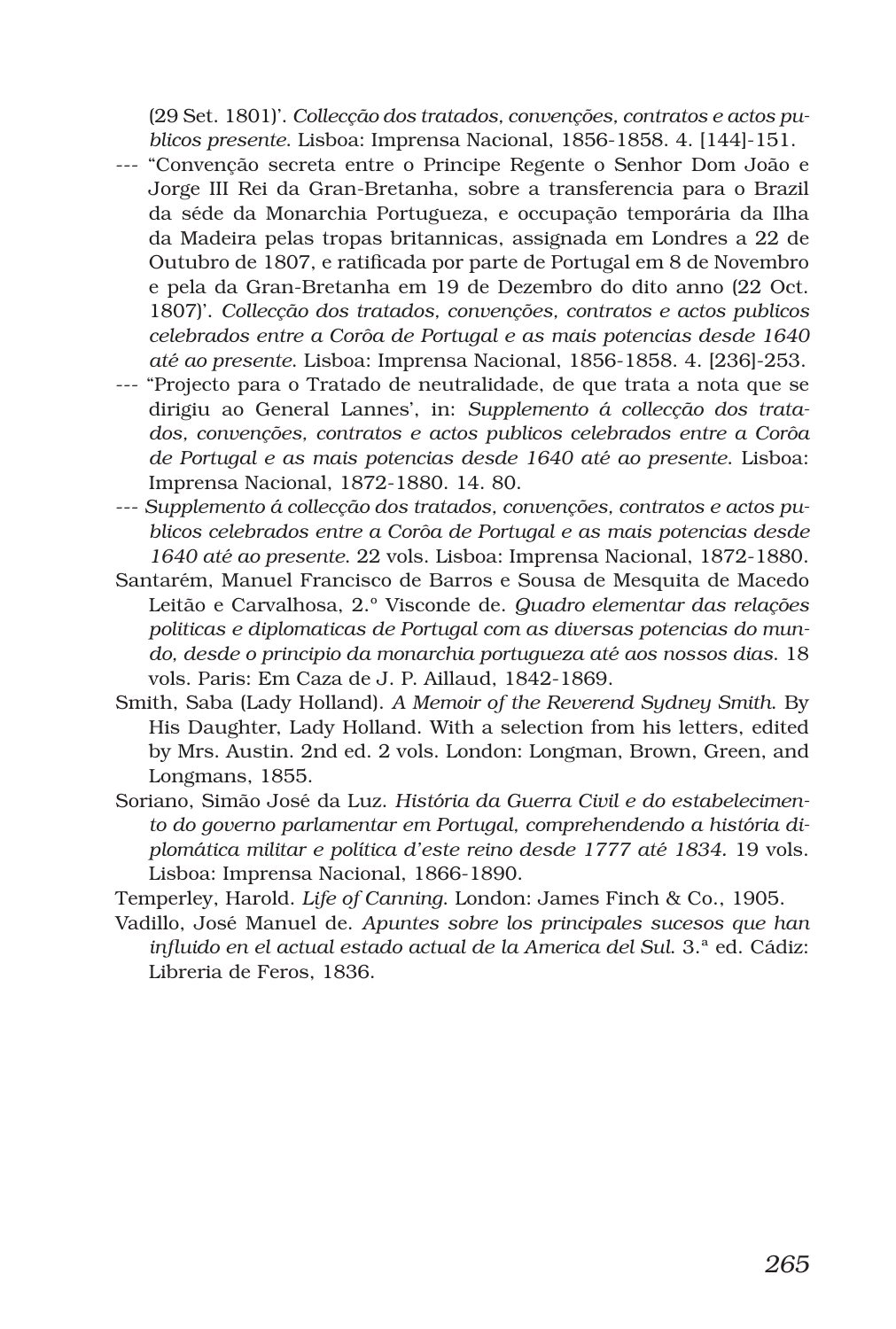(29 Set. 1801)'. *Collecção dos tratados, convenções, contratos e actos publicos presente*. Lisboa: Imprensa Nacional, 1856-1858. 4. [144]-151.

--- "Convenção secreta entre o Principe Regente o Senhor Dom João e Jorge III Rei da Gran-Bretanha, sobre a transferencia para o Brazil da séde da Monarchia Portugueza, e occupação temporária da Ilha da Madeira pelas tropas britannicas, assignada em Londres a 22 de Outubro de 1807, e ratificada por parte de Portugal em 8 de Novembro e pela da Gran-Bretanha em 19 de Dezembro do dito anno (22 Oct. 1807)'. *Collecção dos tratados, convenções, contratos e actos publicos celebrados entre a Corôa de Portugal e as mais potencias desde 1640 até ao presente*. Lisboa: Imprensa Nacional, 1856-1858. 4. [236]-253.

--- "Projecto para o Tratado de neutralidade, de que trata a nota que se dirigiu ao General Lannes', in: *Supplemento á collecção dos tratados, convenções, contratos e actos publicos celebrados entre a Corôa de Portugal e as mais potencias desde 1640 até ao presente*. Lisboa: Imprensa Nacional, 1872-1880. 14. 80.

--- *Supplemento á collecção dos tratados, convenções, contratos e actos publicos celebrados entre a Corôa de Portugal e as mais potencias desde 1640 até ao presente*. 22 vols. Lisboa: Imprensa Nacional, 1872-1880.

Santarém, Manuel Francisco de Barros e Sousa de Mesquita de Macedo Leitão e Carvalhosa, 2.º Visconde de. *Quadro elementar das relações politicas e diplomaticas de Portugal com as diversas potencias do mundo, desde o principio da monarchia portugueza até aos nossos dias*. 18 vols. Paris: Em Caza de J. P. Aillaud, 1842-1869.

Smith, Saba (Lady Holland). *A Memoir of the Reverend Sydney Smith*. By His Daughter, Lady Holland. With a selection from his letters, edited by Mrs. Austin. 2nd ed. 2 vols. London: Longman, Brown, Green, and Longmans, 1855.

Soriano, Simão José da Luz. *História da Guerra Civil e do estabelecimento do governo parlamentar em Portugal, comprehendendo a história diplomática militar e política d'este reino desde 1777 até 1834.* 19 vols. Lisboa: Imprensa Nacional, 1866-1890.

Temperley, Harold. *Life of Canning*. London: James Finch & Co., 1905.

Vadillo, José Manuel de. *Apuntes sobre los principales sucesos que han influido en el actual estado actual de la America del Sul*. 3.ª ed. Cádiz: Libreria de Feros, 1836.